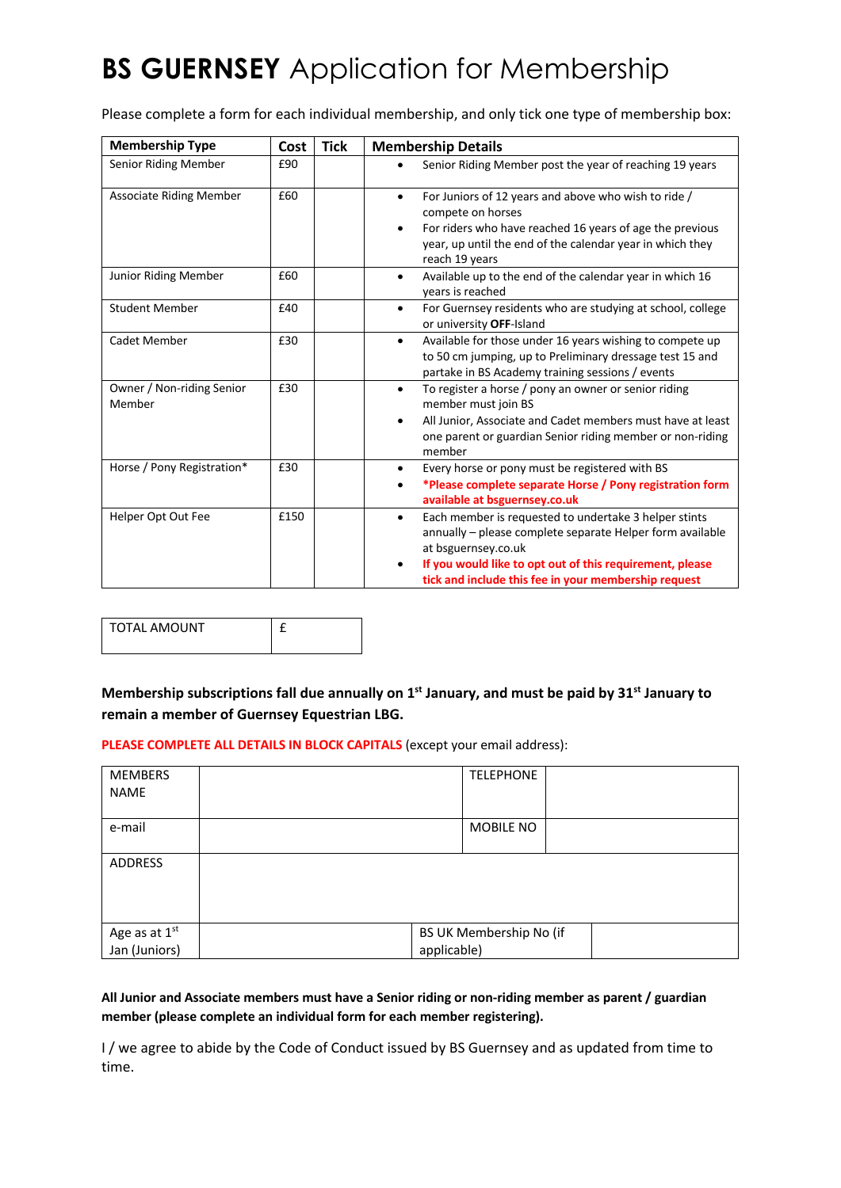# **BS GUERNSEY** Application for Membership

Please complete a form for each individual membership, and only tick one type of membership box:

| Membership Type | Cost | Tick | Membership Details |
|---|---|---|---|
| Senior Riding Member | £90 | | • Senior Riding Member post the year of reaching 19 years |
| Associate Riding Member | £60 | | • For Juniors of 12 years and above who wish to ride / compete on horses<br>• For riders who have reached 16 years of age the previous year, up until the end of the calendar year in which they reach 19 years |
| Junior Riding Member | £60 | | • Available up to the end of the calendar year in which 16 years is reached |
| Student Member | £40 | | • For Guernsey residents who are studying at school, college or university **OFF**-Island |
| Cadet Member | £30 | | • Available for those under 16 years wishing to compete up to 50 cm jumping, up to Preliminary dressage test 15 and partake in BS Academy training sessions / events |
| Owner / Non-riding Senior Member | £30 | | • To register a horse / pony an owner or senior riding member must join BS<br>• All Junior, Associate and Cadet members must have at least one parent or guardian Senior riding member or non-riding member |
| Horse / Pony Registration* | £30 | | • Every horse or pony must be registered with BS<br>• **\*Please complete separate Horse / Pony registration form available at bsguernsey.co.uk** |
| Helper Opt Out Fee | £150 | | • Each member is requested to undertake 3 helper stints annually – please complete separate Helper form available at bsguernsey.co.uk<br>• **If you would like to opt out of this requirement, please tick and include this fee in your membership request** |

| TOTAL AMOUNT | £ |
|---|---|

**Membership subscriptions fall due annually on 1st January, and must be paid by 31st January to remain a member of Guernsey Equestrian LBG.**

**PLEASE COMPLETE ALL DETAILS IN BLOCK CAPITALS** (except your email address):

| MEMBERS NAME | | TELEPHONE | |
|---|---|---|---|
| e-mail | | MOBILE NO | |
| ADDRESS | | | |
| Age as at 1st Jan (Juniors) | | BS UK Membership No (if applicable) | |

**All Junior and Associate members must have a Senior riding or non-riding member as parent / guardian member (please complete an individual form for each member registering).**

I / we agree to abide by the Code of Conduct issued by BS Guernsey and as updated from time to time.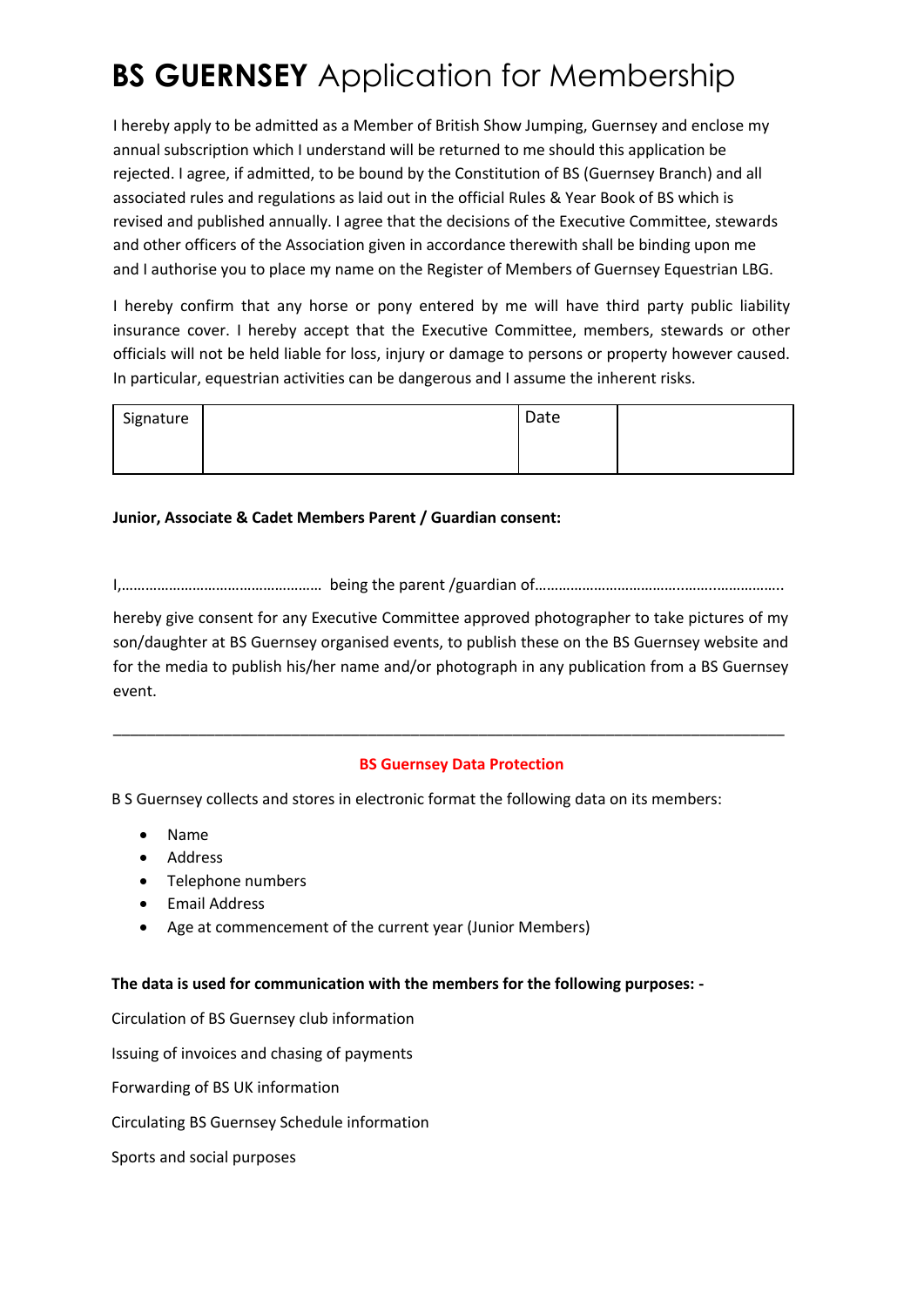# **BS GUERNSEY** Application for Membership

I hereby apply to be admitted as a Member of British Show Jumping, Guernsey and enclose my annual subscription which I understand will be returned to me should this application be rejected. I agree, if admitted, to be bound by the Constitution of BS (Guernsey Branch) and all associated rules and regulations as laid out in the official Rules & Year Book of BS which is revised and published annually. I agree that the decisions of the Executive Committee, stewards and other officers of the Association given in accordance therewith shall be binding upon me and I authorise you to place my name on the Register of Members of Guernsey Equestrian LBG.

I hereby confirm that any horse or pony entered by me will have third party public liability insurance cover. I hereby accept that the Executive Committee, members, stewards or other officials will not be held liable for loss, injury or damage to persons or property however caused. In particular, equestrian activities can be dangerous and I assume the inherent risks.

| Signature | | Date | |
|---|---|---|---|

**Junior, Associate & Cadet Members Parent / Guardian consent:**

I,………………………………………… being the parent /guardian of…………………………………………………..

hereby give consent for any Executive Committee approved photographer to take pictures of my son/daughter at BS Guernsey organised events, to publish these on the BS Guernsey website and for the media to publish his/her name and/or photograph in any publication from a BS Guernsey event.

---

**BS Guernsey Data Protection**

B S Guernsey collects and stores in electronic format the following data on its members:

- Name
- Address
- Telephone numbers
- Email Address
- Age at commencement of the current year (Junior Members)

**The data is used for communication with the members for the following purposes: -**

Circulation of BS Guernsey club information

Issuing of invoices and chasing of payments

Forwarding of BS UK information

Circulating BS Guernsey Schedule information

Sports and social purposes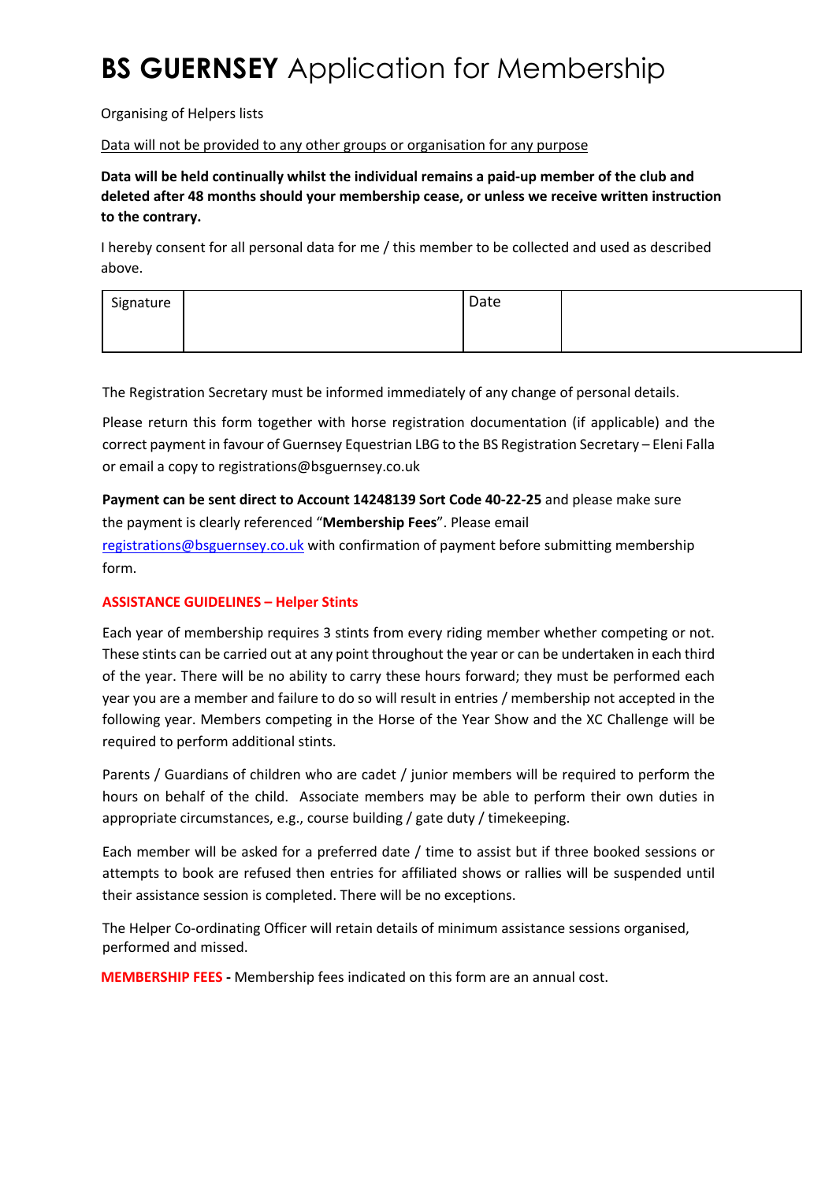# **BS GUERNSEY** Application for Membership

Organising of Helpers lists

Data will not be provided to any other groups or organisation for any purpose

**Data will be held continually whilst the individual remains a paid-up member of the club and deleted after 48 months should your membership cease, or unless we receive written instruction to the contrary.**

I hereby consent for all personal data for me / this member to be collected and used as described above.

| | | | |
|---|---|---|---|
| Signature | | Date | |

The Registration Secretary must be informed immediately of any change of personal details.

Please return this form together with horse registration documentation (if applicable) and the correct payment in favour of Guernsey Equestrian LBG to the BS Registration Secretary – Eleni Falla or email a copy to registrations@bsguernsey.co.uk

**Payment can be sent direct to Account 14248139 Sort Code 40-22-25** and please make sure the payment is clearly referenced "**Membership Fees**". Please email registrations@bsguernsey.co.uk with confirmation of payment before submitting membership form.

**ASSISTANCE GUIDELINES – Helper Stints**

Each year of membership requires 3 stints from every riding member whether competing or not. These stints can be carried out at any point throughout the year or can be undertaken in each third of the year. There will be no ability to carry these hours forward; they must be performed each year you are a member and failure to do so will result in entries / membership not accepted in the following year. Members competing in the Horse of the Year Show and the XC Challenge will be required to perform additional stints.

Parents / Guardians of children who are cadet / junior members will be required to perform the hours on behalf of the child. Associate members may be able to perform their own duties in appropriate circumstances, e.g., course building / gate duty / timekeeping.

Each member will be asked for a preferred date / time to assist but if three booked sessions or attempts to book are refused then entries for affiliated shows or rallies will be suspended until their assistance session is completed. There will be no exceptions.

The Helper Co-ordinating Officer will retain details of minimum assistance sessions organised, performed and missed.

**MEMBERSHIP FEES -** Membership fees indicated on this form are an annual cost.